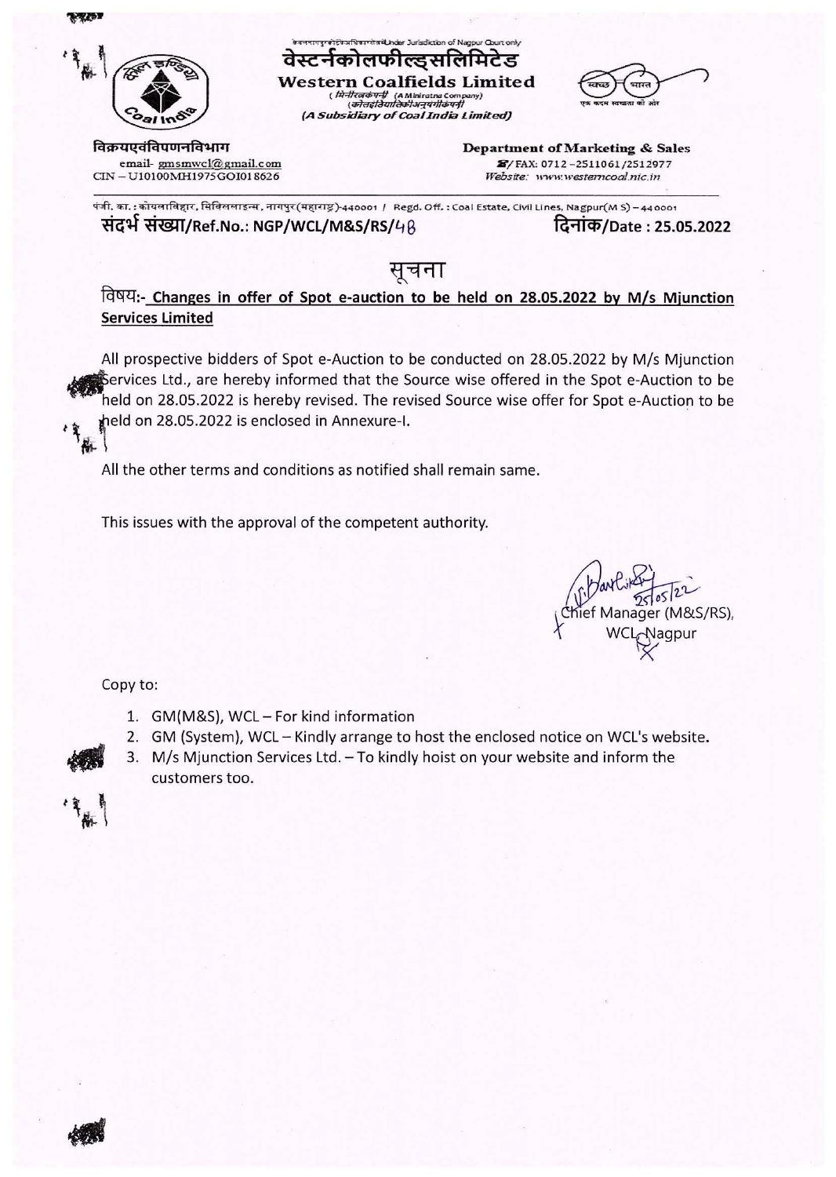केवल नागपुर न्यायालय क्षेत्राधिकार के अधीन/Under Jurisdiction of Nagpur Court only

# वेस्टर्नकोलफील्ड्सलिमिटेड

# Western Coalfields Limited

( मिनीरत्नकंपनी (A Miniratna Company)
(कोलइंडियालिमिटेडकीअनुषंगीकंपनी)
*(A Subsidiary of Coal India Limited)*

**विक्रयएवंविपणनविभाग**
email- gmsmwcl@gmail.com
CIN – U10100MH1975GOI018626

**Department of Marketing & Sales**
☎/ FAX: 0712 –2511061/2512977
*Website: www.westerncoal.nic.in*

पंजी. का. : कोयलाविहार, सिविललाइन्स, नागपुर(महाराष्ट्र)-440001 / Regd. Off. : Coal Estate, Civil Lines, Nagpur(M S) – 440001

**संदर्भ संख्या/Ref.No.: NGP/WCL/M&S/RS/48** **दिनांक/Date : 25.05.2022**

## सूचना

**विषय:- Changes in offer of Spot e-auction to be held on 28.05.2022 by M/s Mjunction Services Limited**

All prospective bidders of Spot e-Auction to be conducted on 28.05.2022 by M/s Mjunction Services Ltd., are hereby informed that the Source wise offered in the Spot e-Auction to be held on 28.05.2022 is hereby revised. The revised Source wise offer for Spot e-Auction to be held on 28.05.2022 is enclosed in Annexure-I.

All the other terms and conditions as notified shall remain same.

This issues with the approval of the competent authority.

25/05/22
Chief Manager (M&S/RS),
WCL, Nagpur

Copy to:

1. GM(M&S), WCL – For kind information
2. GM (System), WCL – Kindly arrange to host the enclosed notice on WCL's website.
3. M/s Mjunction Services Ltd. – To kindly hoist on your website and inform the customers too.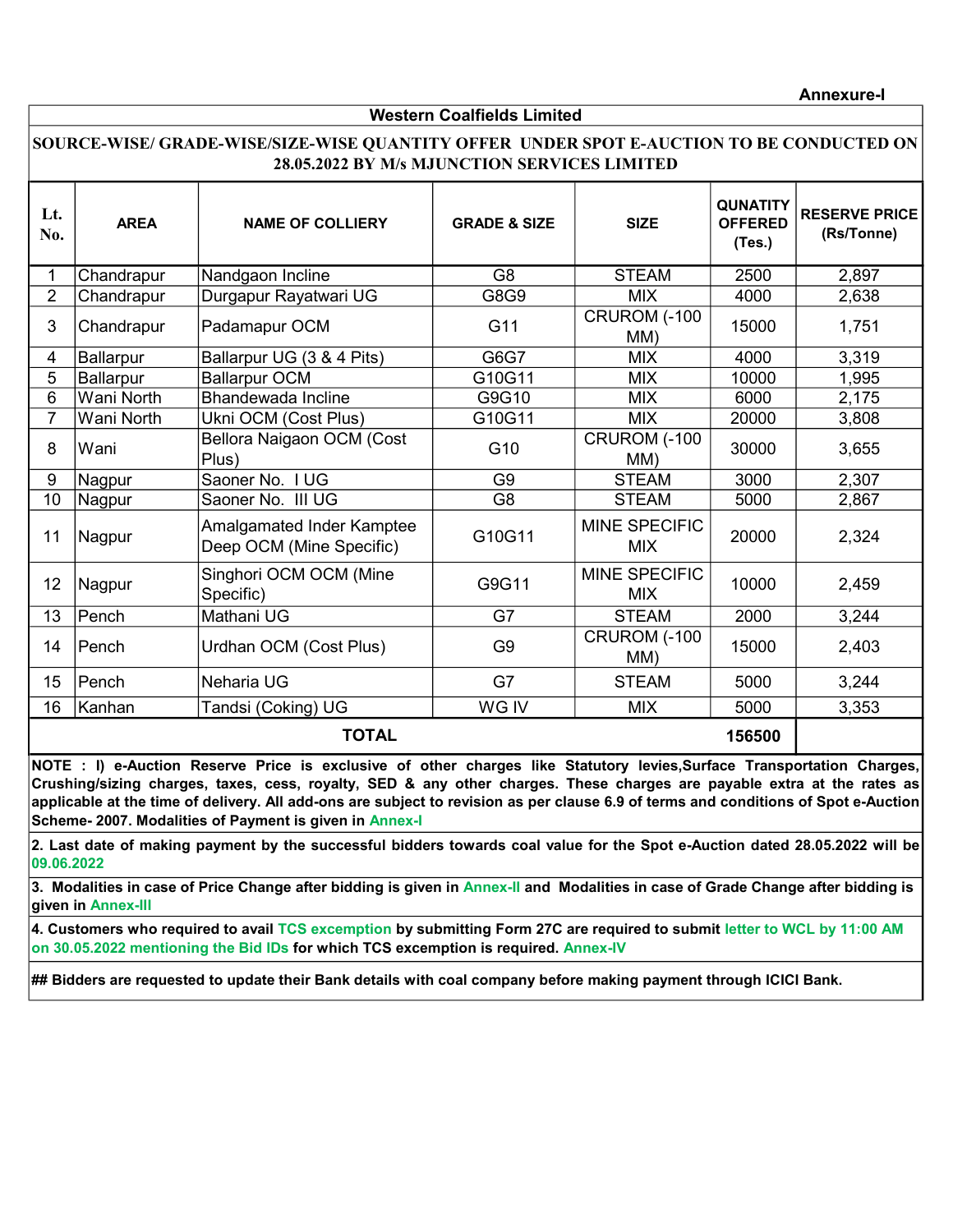Annexure-I

## Western Coalfields Limited

**SOURCE-WISE/ GRADE-WISE/SIZE-WISE QUANTITY OFFER UNDER SPOT E-AUCTION TO BE CONDUCTED ON 28.05.2022 BY M/s MJUNCTION SERVICES LIMITED**

| Lt. No. | AREA | NAME OF COLLIERY | GRADE & SIZE | SIZE | QUNATITY OFFERED (Tes.) | RESERVE PRICE (Rs/Tonne) |
|---|---|---|---|---|---|---|
| 1 | Chandrapur | Nandgaon Incline | G8 | STEAM | 2500 | 2,897 |
| 2 | Chandrapur | Durgapur Rayatwari UG | G8G9 | MIX | 4000 | 2,638 |
| 3 | Chandrapur | Padamapur OCM | G11 | CRUROM (-100 MM) | 15000 | 1,751 |
| 4 | Ballarpur | Ballarpur UG (3 & 4 Pits) | G6G7 | MIX | 4000 | 3,319 |
| 5 | Ballarpur | Ballarpur OCM | G10G11 | MIX | 10000 | 1,995 |
| 6 | Wani North | Bhandewada Incline | G9G10 | MIX | 6000 | 2,175 |
| 7 | Wani North | Ukni OCM (Cost Plus) | G10G11 | MIX | 20000 | 3,808 |
| 8 | Wani | Bellora Naigaon OCM (Cost Plus) | G10 | CRUROM (-100 MM) | 30000 | 3,655 |
| 9 | Nagpur | Saoner No. I UG | G9 | STEAM | 3000 | 2,307 |
| 10 | Nagpur | Saoner No. III UG | G8 | STEAM | 5000 | 2,867 |
| 11 | Nagpur | Amalgamated Inder Kamptee Deep OCM (Mine Specific) | G10G11 | MINE SPECIFIC MIX | 20000 | 2,324 |
| 12 | Nagpur | Singhori OCM OCM (Mine Specific) | G9G11 | MINE SPECIFIC MIX | 10000 | 2,459 |
| 13 | Pench | Mathani UG | G7 | STEAM | 2000 | 3,244 |
| 14 | Pench | Urdhan OCM (Cost Plus) | G9 | CRUROM (-100 MM) | 15000 | 2,403 |
| 15 | Pench | Neharia UG | G7 | STEAM | 5000 | 3,244 |
| 16 | Kanhan | Tandsi (Coking) UG | WG IV | MIX | 5000 | 3,353 |
| | | **TOTAL** | | | **156500** | |

**NOTE : I) e-Auction Reserve Price is exclusive of other charges like Statutory levies,Surface Transportation Charges, Crushing/sizing charges, taxes, cess, royalty, SED & any other charges. These charges are payable extra at the rates as applicable at the time of delivery. All add-ons are subject to revision as per clause 6.9 of terms and conditions of Spot e-Auction Scheme- 2007. Modalities of Payment is given in Annex-I**

**2. Last date of making payment by the successful bidders towards coal value for the Spot e-Auction dated 28.05.2022 will be 09.06.2022**

**3. Modalities in case of Price Change after bidding is given in Annex-II and Modalities in case of Grade Change after bidding is given in Annex-III**

**4. Customers who required to avail TCS exception by submitting Form 27C are required to submit letter to WCL by 11:00 AM on 30.05.2022 mentioning the Bid IDs for which TCS excemption is required. Annex-IV**

**## Bidders are requested to update their Bank details with coal company before making payment through ICICI Bank.**